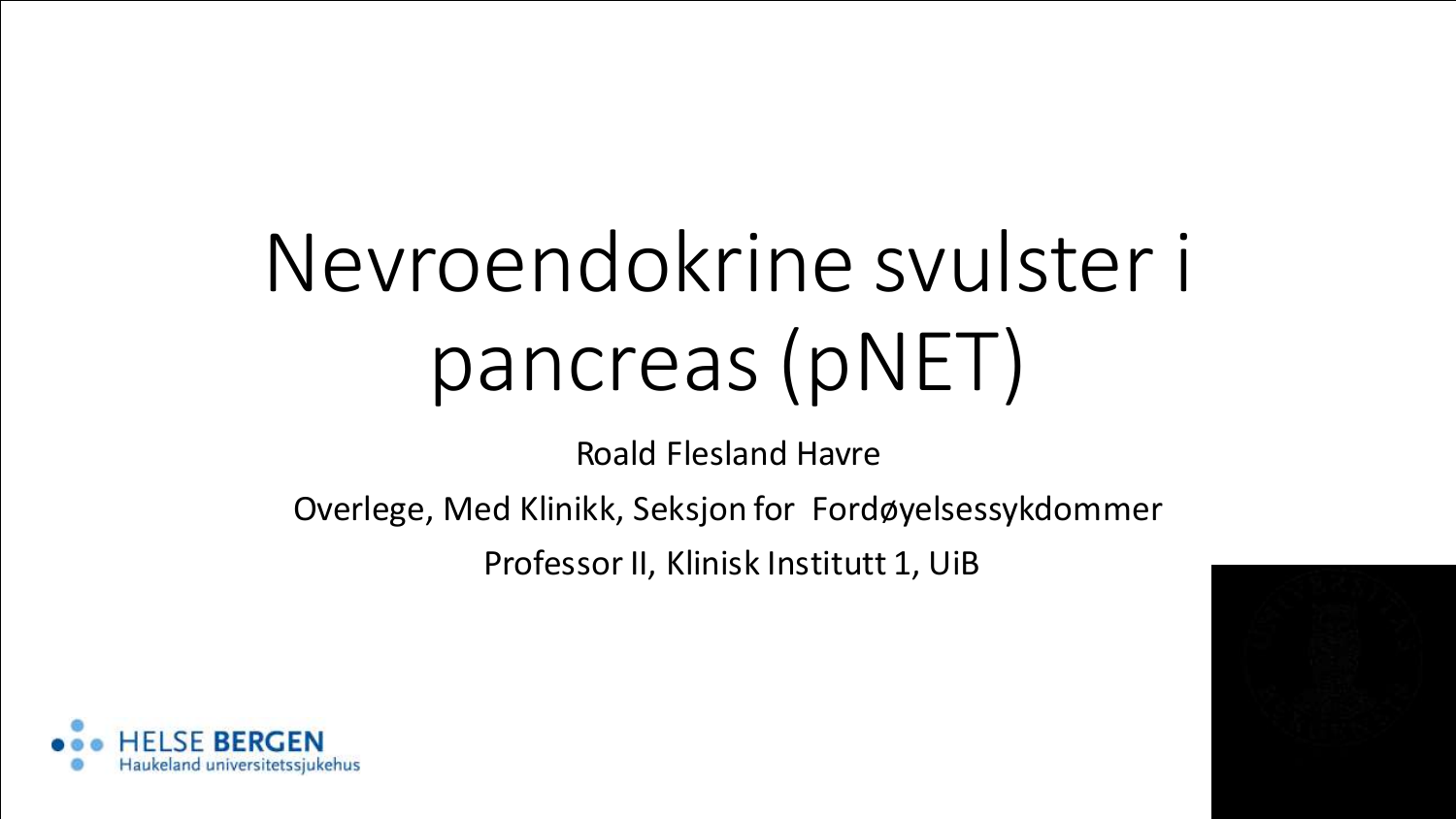# Nevroendokrine svulster i pancreas (pNET)

Roald Flesland Havre

Overlege, Med Klinikk, Seksjon for Fordøyelsessykdommer

Professor II, Klinisk Institutt 1, UiB

HELSE BERGEN
Haukeland universitetssjukehus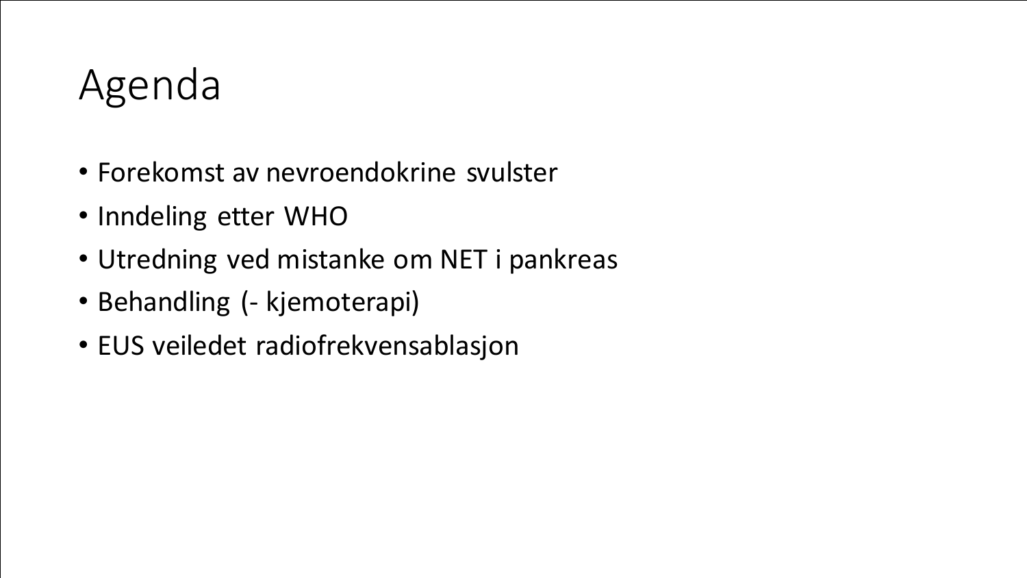# Agenda

- Forekomst av nevroendokrine svulster
- Inndeling etter WHO
- Utredning ved mistanke om NET i pankreas
- Behandling (- kjemoterapi)
- EUS veiledet radiofrekvensablasjon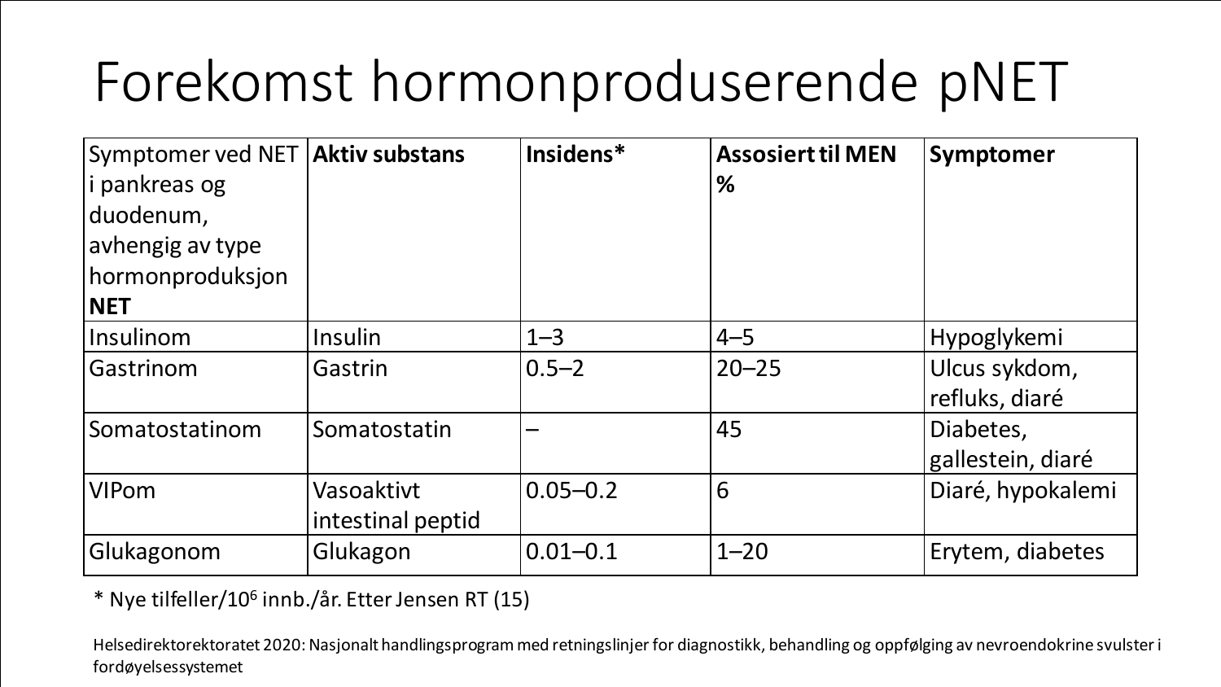# Forekomst hormonproduserende pNET

| Symptomer ved NET i pankreas og duodenum, avhengig av type hormonproduksjon **NET** | **Aktiv substans** | **Insidens*** | **Assosiert til MEN %** | **Symptomer** |
|---|---|---|---|---|
| Insulinom | Insulin | 1–3 | 4–5 | Hypoglykemi |
| Gastrinom | Gastrin | 0.5–2 | 20–25 | Ulcus sykdom, refluks, diaré |
| Somatostatinom | Somatostatin | – | 45 | Diabetes, gallestein, diaré |
| VIPom | Vasoaktivt intestinal peptid | 0.05–0.2 | 6 | Diaré, hypokalemi |
| Glukagonom | Glukagon | 0.01–0.1 | 1–20 | Erytem, diabetes |

* Nye tilfeller/$10^6$ innb./år. Etter Jensen RT (15)

Helsedirektorektoratet 2020: Nasjonalt handlingsprogram med retningslinjer for diagnostikk, behandling og oppfølging av nevroendokrine svulster i fordøyelsessystemet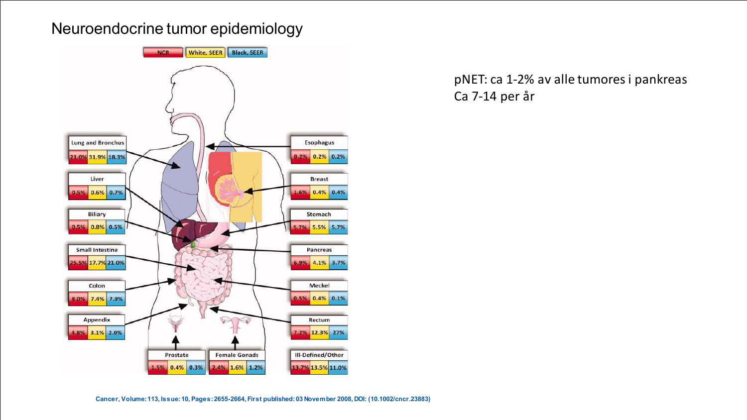# Neuroendocrine tumor epidemiology

| Site | NCR | White, SEER | Black, SEER |
| --- | --- | --- | --- |
| Lung and Bronchus | 21.0% | 31.9% | 18.3% |
| Liver | 0.5% | 0.6% | 0.7% |
| Biliary | 0.5% | 0.8% | 0.5% |
| Small Intestine | 25.5% | 17.7% | 21.0% |
| Colon | 8.0% | 7.4% | 7.9% |
| Appendix | 4.8% | 3.1% | 2.0% |
| Prostate | 1.5% | 0.4% | 0.3% |
| Female Gonads | 2.4% | 1.6% | 1.2% |
| Esophagus | 0.2% | 0.2% | 0.2% |
| Breast | 1.6% | 0.4% | 0.4% |
| Stomach | 5.7% | 5.5% | 5.7% |
| Pancreas | 6.9% | 4.1% | 3.7% |
| Meckel | 0.5% | 0.4% | 0.1% |
| Rectum | 7.2% | 12.3% | 27% |
| Ill-Defined/Other | 13.7% | 13.5% | 11.0% |

pNET: ca 1-2% av alle tumores i pankreas
Ca 7-14 per år

Cancer, Volume: 113, Issue: 10, Pages: 2655-2664, First published: 03 November 2008, DOI: (10.1002/cncr.23883)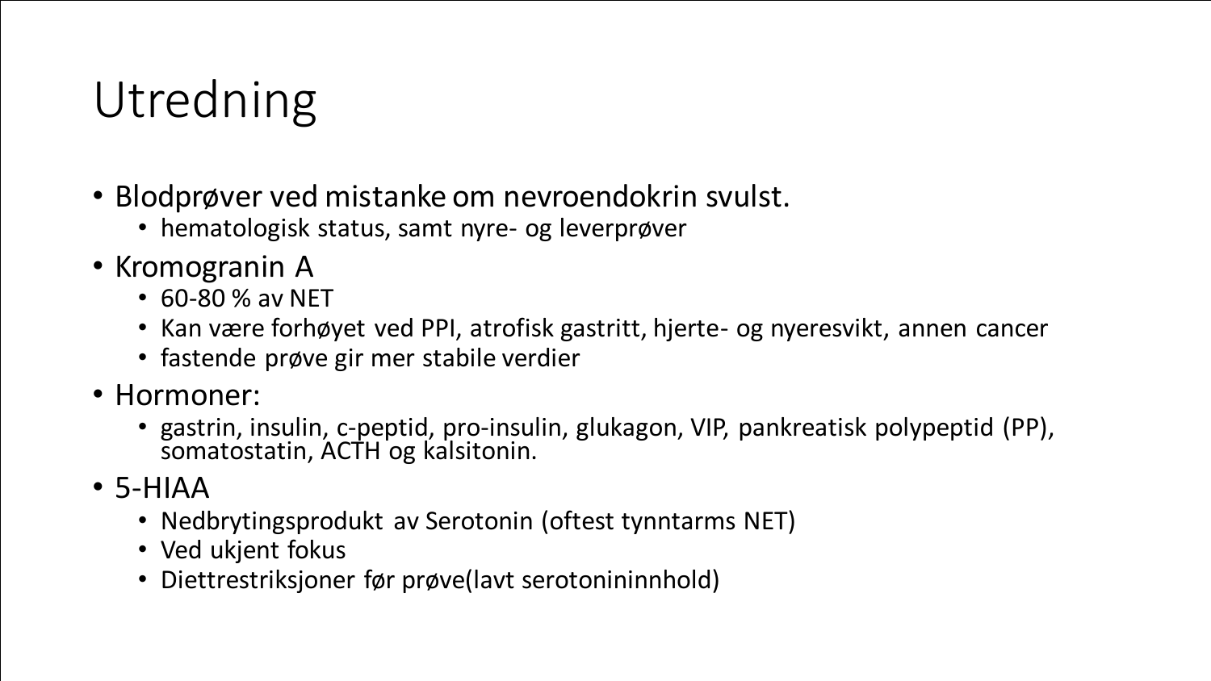# Utredning

- Blodprøver ved mistanke om nevroendokrin svulst.
  - hematologisk status, samt nyre- og leverprøver
- Kromogranin A
  - 60-80 % av NET
  - Kan være forhøyet ved PPI, atrofisk gastritt, hjerte- og nyeresvikt, annen cancer
  - fastende prøve gir mer stabile verdier
- Hormoner:
  - gastrin, insulin, c-peptid, pro-insulin, glukagon, VIP, pankreatisk polypeptid (PP), somatostatin, ACTH og kalsitonin.
- 5-HIAA
  - Nedbrytingsprodukt av Serotonin (oftest tynntarms NET)
  - Ved ukjent fokus
  - Diettrestriksjoner før prøve(lavt serotonininnhold)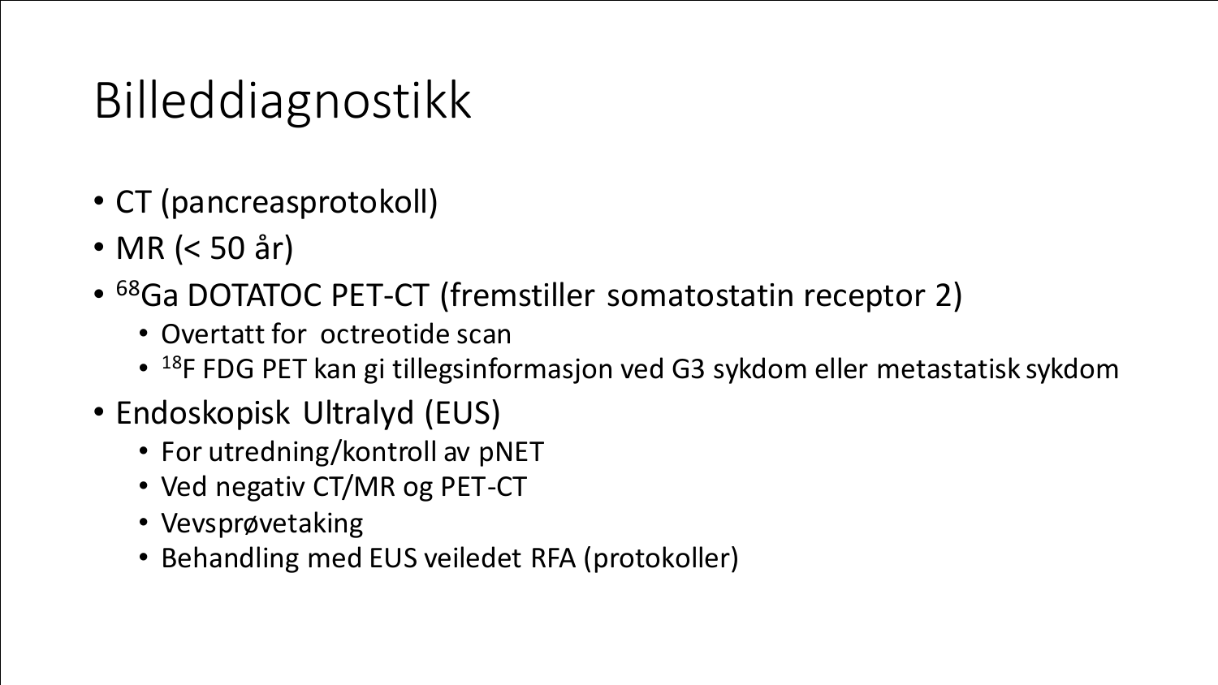# Billeddiagnostikk

- CT (pancreasprotokoll)
- MR (< 50 år)
- $^{68}$Ga DOTATOC PET-CT (fremstiller somatostatin receptor 2)
  - Overtatt for octreotide scan
  - $^{18}$F FDG PET kan gi tillegsinformasjon ved G3 sykdom eller metastatisk sykdom
- Endoskopisk Ultralyd (EUS)
  - For utredning/kontroll av pNET
  - Ved negativ CT/MR og PET-CT
  - Vevsprøvetaking
  - Behandling med EUS veiledet RFA (protokoller)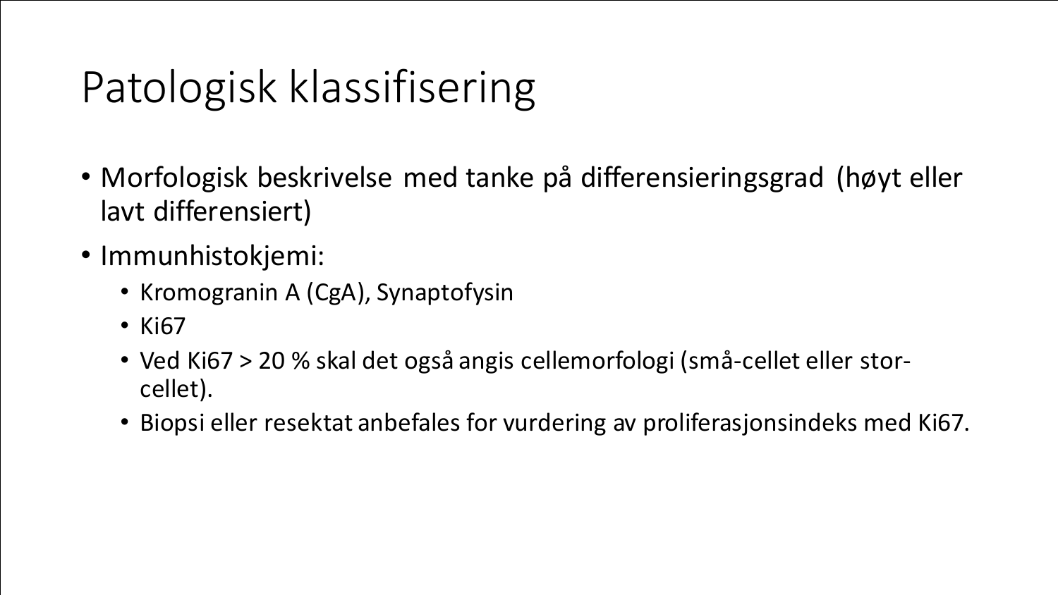# Patologisk klassifisering

- Morfologisk beskrivelse med tanke på differensieringsgrad (høyt eller lavt differensiert)
- Immunhistokjemi:
  - Kromogranin A (CgA), Synaptofysin
  - Ki67
  - Ved Ki67 > 20 % skal det også angis cellemorfologi (små-cellet eller stor-cellet).
  - Biopsi eller resektat anbefales for vurdering av proliferasjonsindeks med Ki67.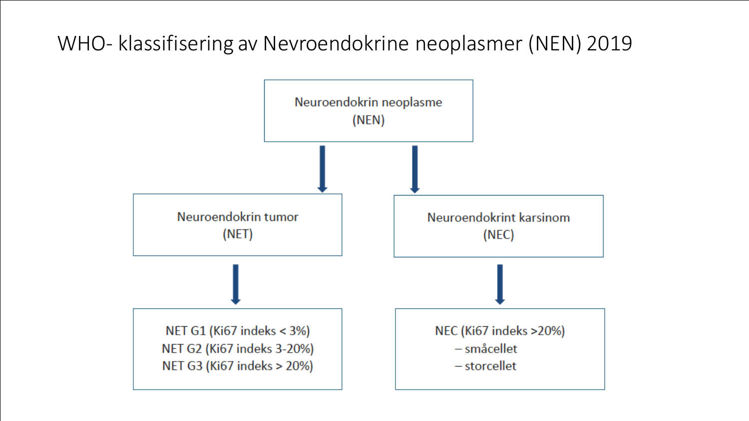# WHO- klassifisering av Nevroendokrine neoplasmer (NEN) 2019

Neuroendokrin neoplasme
(NEN)

Neuroendokrin tumor
(NET)

- NET G1 (Ki67 indeks < 3%)
- NET G2 (Ki67 indeks 3-20%)
- NET G3 (Ki67 indeks > 20%)

Neuroendokrint karsinom
(NEC)

- NEC (Ki67 indeks >20%)
  - småcellet
  - storcellet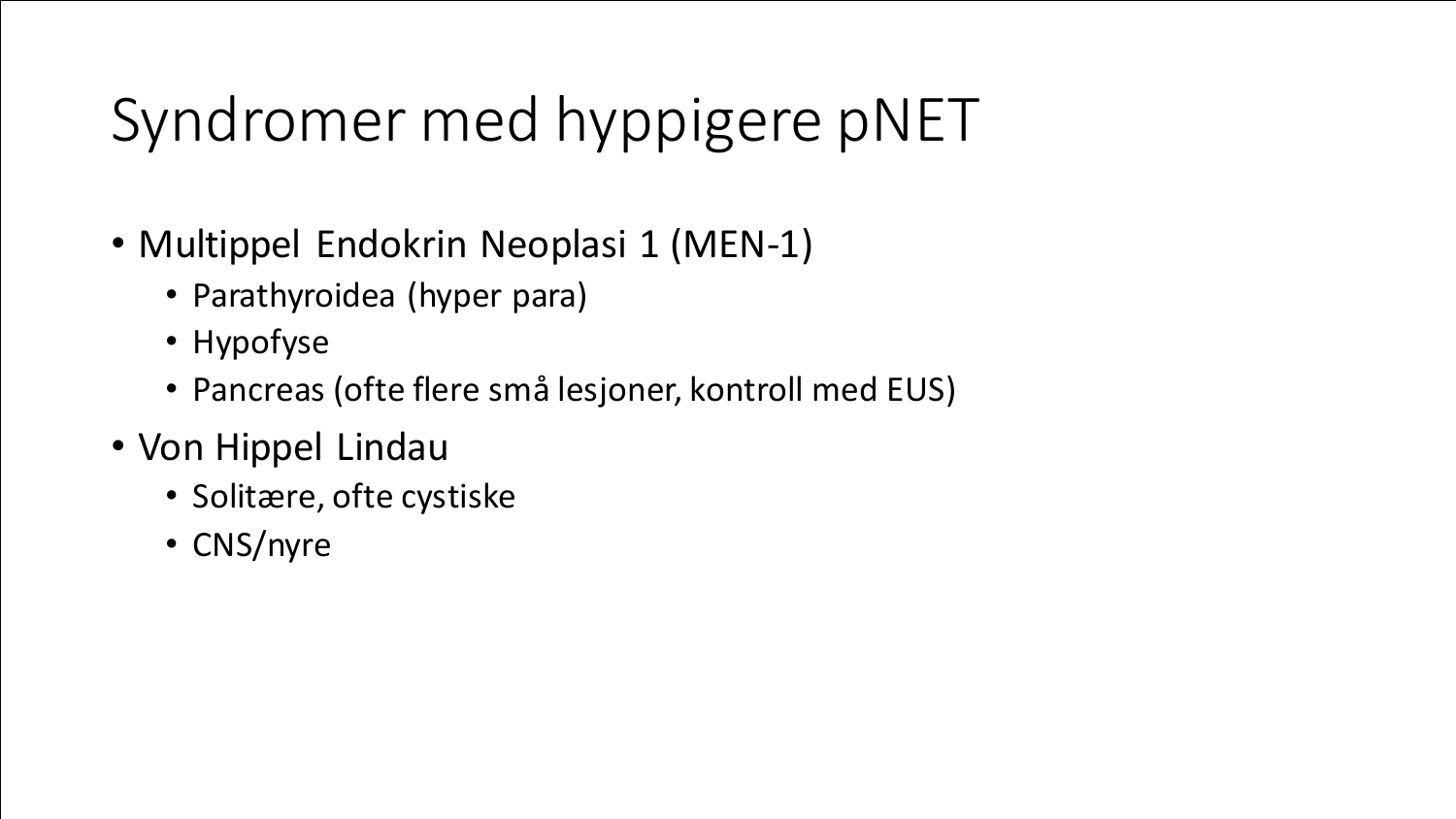# Syndromer med hyppigere pNET

- Multippel Endokrin Neoplasi 1 (MEN-1)
  - Parathyroidea (hyper para)
  - Hypofyse
  - Pancreas (ofte flere små lesjoner, kontroll med EUS)
- Von Hippel Lindau
  - Solitære, ofte cystiske
  - CNS/nyre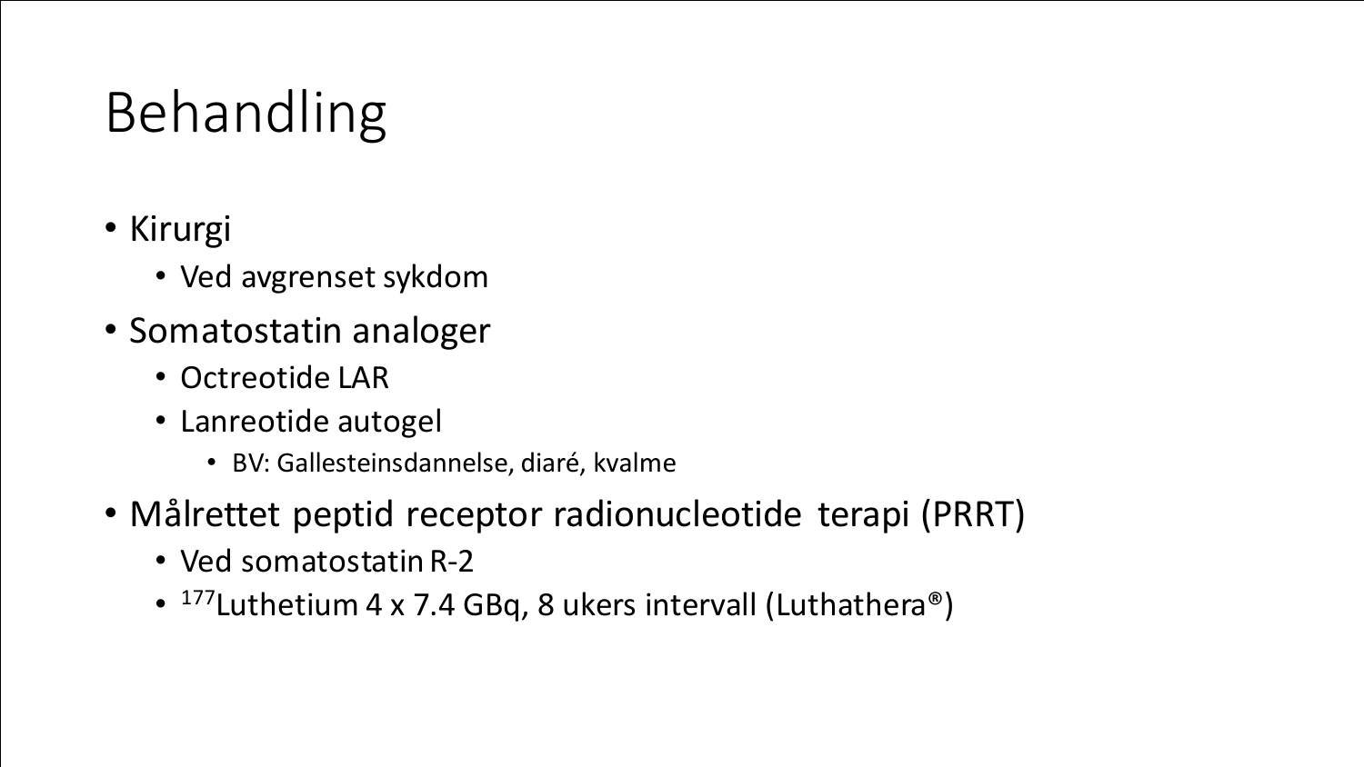# Behandling

- Kirurgi
  - Ved avgrenset sykdom
- Somatostatin analoger
  - Octreotide LAR
  - Lanreotide autogel
    - BV: Gallesteinsdannelse, diaré, kvalme
- Målrettet peptid receptor radionucleotide terapi (PRRT)
  - Ved somatostatin R-2
  - $^{177}$Luthetium 4 x 7.4 GBq, 8 ukers intervall (Luthathera®)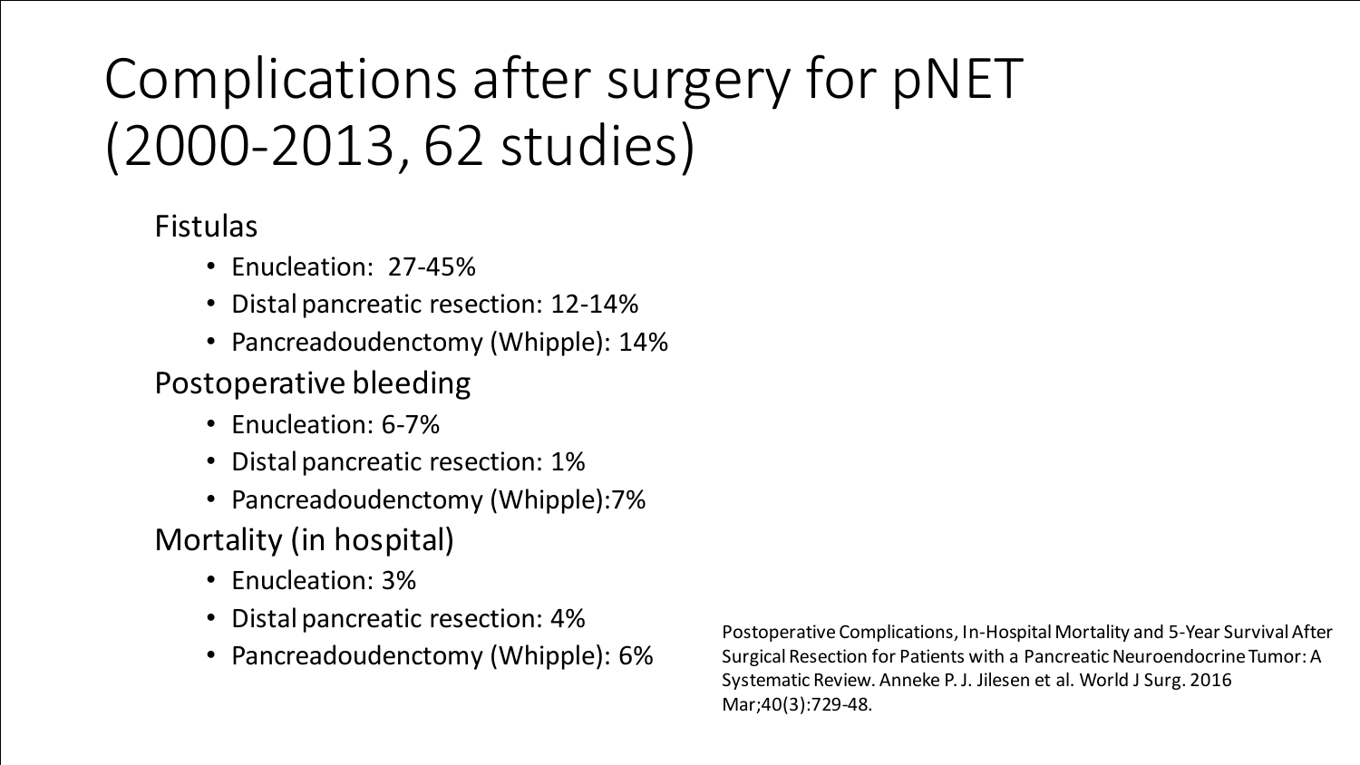# Complications after surgery for pNET (2000-2013, 62 studies)

Fistulas

- Enucleation: 27-45%
- Distal pancreatic resection: 12-14%
- Pancreadoudenctomy (Whipple): 14%

Postoperative bleeding

- Enucleation: 6-7%
- Distal pancreatic resection: 1%
- Pancreadoudenctomy (Whipple):7%

Mortality (in hospital)

- Enucleation: 3%
- Distal pancreatic resection: 4%
- Pancreadoudenctomy (Whipple): 6%

Postoperative Complications, In-Hospital Mortality and 5-Year Survival After Surgical Resection for Patients with a Pancreatic Neuroendocrine Tumor: A Systematic Review. Anneke P. J. Jilesen et al. World J Surg. 2016 Mar;40(3):729-48.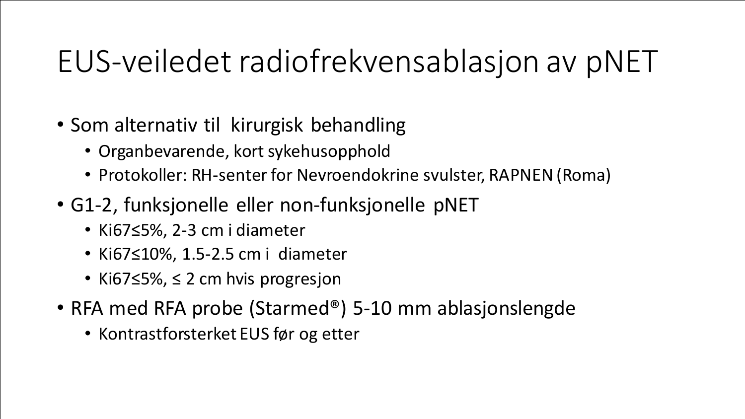# EUS-veiledet radiofrekvensablasjon av pNET

- Som alternativ til kirurgisk behandling
  - Organbevarende, kort sykehusopphold
  - Protokoller: RH-senter for Nevroendokrine svulster, RAPNEN (Roma)
- G1-2, funksjonelle eller non-funksjonelle pNET
  - Ki67≤5%, 2-3 cm i diameter
  - Ki67≤10%, 1.5-2.5 cm i diameter
  - Ki67≤5%, ≤ 2 cm hvis progresjon
- RFA med RFA probe (Starmed®) 5-10 mm ablasjonslengde
  - Kontrastforsterket EUS før og etter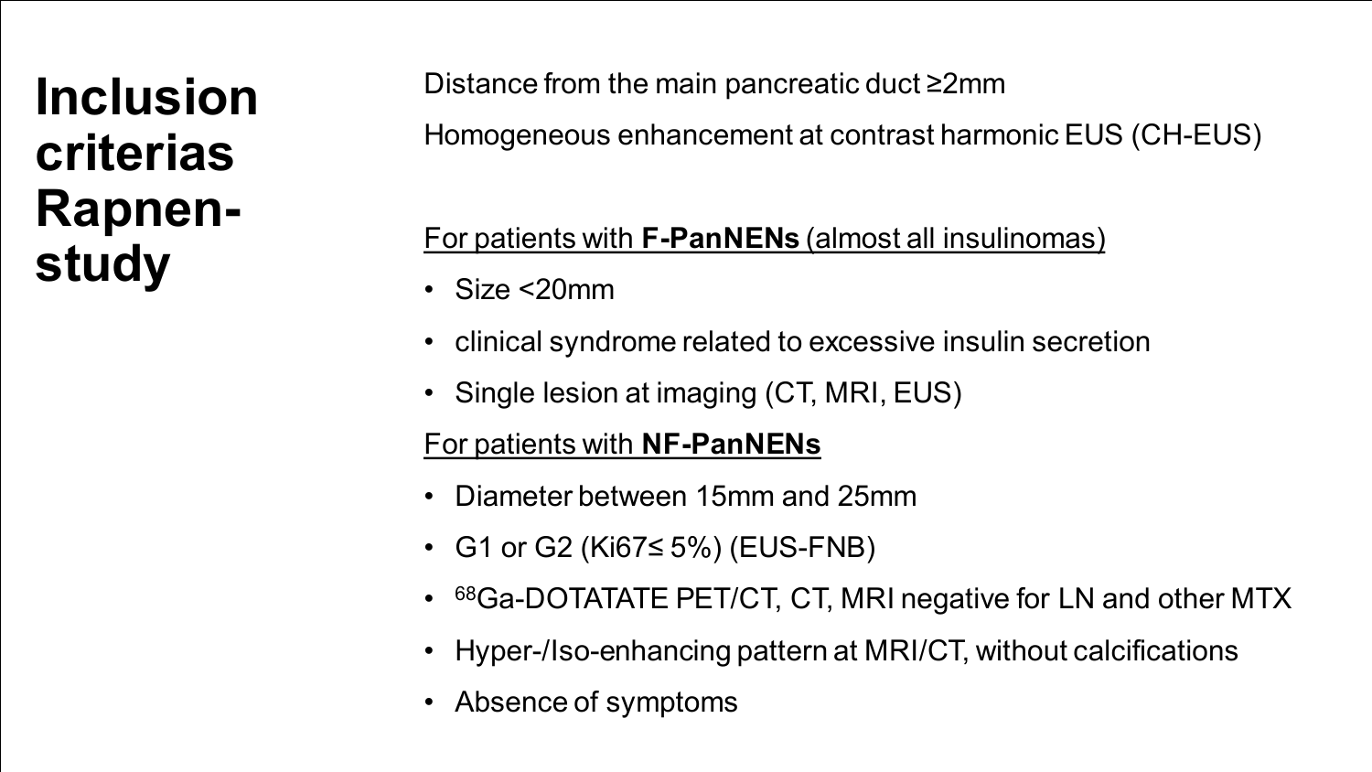# Inclusion criterias Rapnen-study

Distance from the main pancreatic duct ≥2mm

Homogeneous enhancement at contrast harmonic EUS (CH-EUS)

For patients with **F-PanNENs** (almost all insulinomas)

- Size <20mm
- clinical syndrome related to excessive insulin secretion
- Single lesion at imaging (CT, MRI, EUS)

For patients with **NF-PanNENs**

- Diameter between 15mm and 25mm
- G1 or G2 (Ki67≤ 5%) (EUS-FNB)
- $^{68}$Ga-DOTATATE PET/CT, CT, MRI negative for LN and other MTX
- Hyper-/Iso-enhancing pattern at MRI/CT, without calcifications
- Absence of symptoms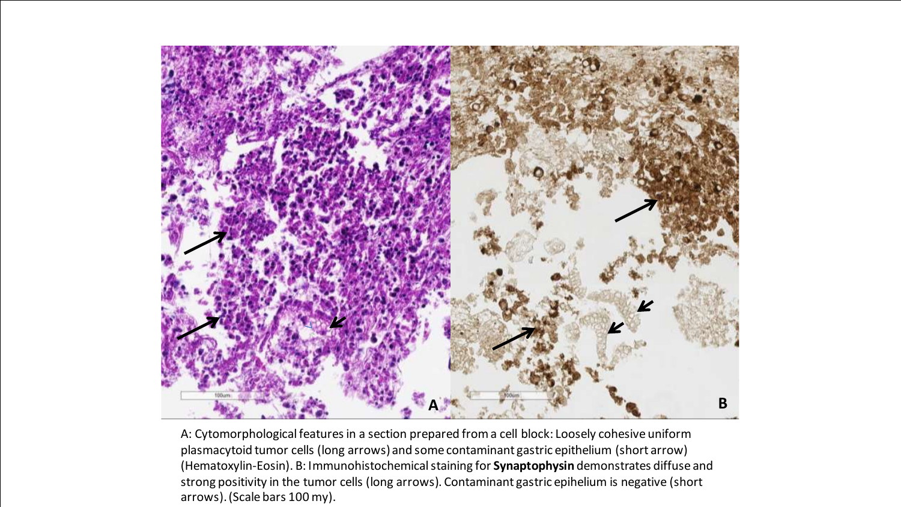A: Cytomorphological features in a section prepared from a cell block: Loosely cohesive uniform plasmacytoid tumor cells (long arrows) and some contaminant gastric epithelium (short arrow) (Hematoxylin-Eosin). B: Immunohistochemical staining for **Synaptophysin** demonstrates diffuse and strong positivity in the tumor cells (long arrows). Contaminant gastric epihelium is negative (short arrows). (Scale bars 100 my).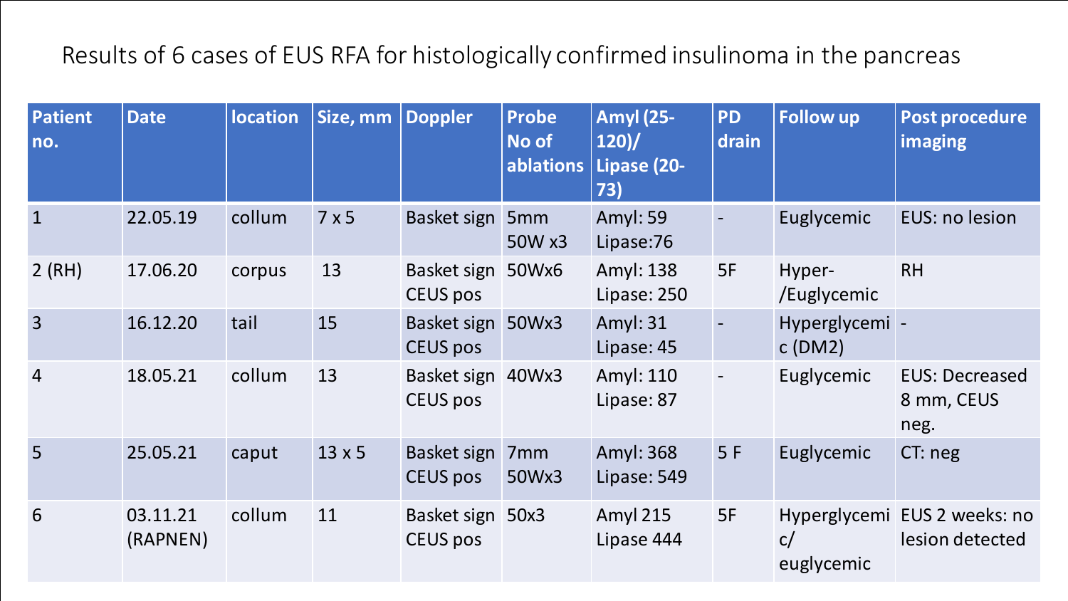# Results of 6 cases of EUS RFA for histologically confirmed insulinoma in the pancreas

| Patient no. | Date | location | Size, mm | Doppler | Probe No of ablations | Amyl (25-120)/ Lipase (20-73) | PD drain | Follow up | Post procedure imaging |
|---|---|---|---|---|---|---|---|---|---|
| 1 | 22.05.19 | collum | 7 x 5 | Basket sign | 5mm 50W x3 | Amyl: 59 Lipase:76 | - | Euglycemic | EUS: no lesion |
| 2 (RH) | 17.06.20 | corpus | 13 | Basket sign CEUS pos | 50Wx6 | Amyl: 138 Lipase: 250 | 5F | Hyper-/Euglycemic | RH |
| 3 | 16.12.20 | tail | 15 | Basket sign CEUS pos | 50Wx3 | Amyl: 31 Lipase: 45 | - | Hyperglycemic (DM2) | - |
| 4 | 18.05.21 | collum | 13 | Basket sign CEUS pos | 40Wx3 | Amyl: 110 Lipase: 87 | - | Euglycemic | EUS: Decreased 8 mm, CEUS neg. |
| 5 | 25.05.21 | caput | 13 x 5 | Basket sign CEUS pos | 7mm 50Wx3 | Amyl: 368 Lipase: 549 | 5 F | Euglycemic | CT: neg |
| 6 | 03.11.21 (RAPNEN) | collum | 11 | Basket sign CEUS pos | 50x3 | Amyl 215 Lipase 444 | 5F | Hyperglycemic/ euglycemic | EUS 2 weeks: no lesion detected |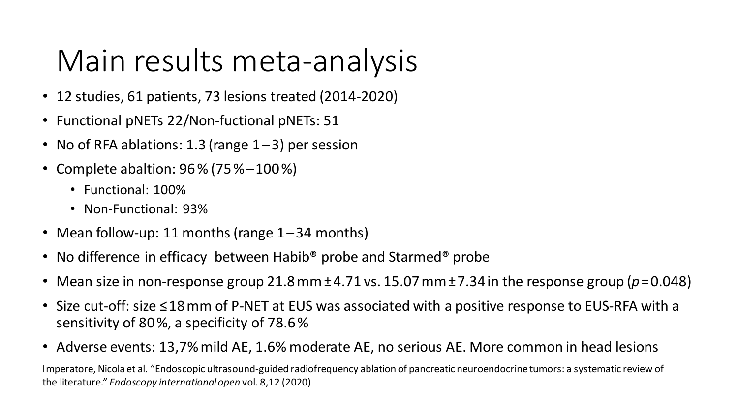# Main results meta-analysis

- 12 studies, 61 patients, 73 lesions treated (2014-2020)
- Functional pNETs 22/Non-fuctional pNETs: 51
- No of RFA ablations: 1.3 (range 1 – 3) per session
- Complete abaltion: 96 % (75 % – 100 %)
  - Functional: 100%
  - Non-Functional: 93%
- Mean follow-up: 11 months (range 1 – 34 months)
- No difference in efficacy between Habib® probe and Starmed® probe
- Mean size in non-response group 21.8 mm ± 4.71 vs. 15.07 mm ± 7.34 in the response group ($p = 0.048$)
- Size cut-off: size ≤ 18 mm of P-NET at EUS was associated with a positive response to EUS-RFA with a sensitivity of 80 %, a specificity of 78.6 %
- Adverse events: 13,7% mild AE, 1.6% moderate AE, no serious AE. More common in head lesions

Imperatore, Nicola et al. "Endoscopic ultrasound-guided radiofrequency ablation of pancreatic neuroendocrine tumors: a systematic review of the literature." *Endoscopy international open* vol. 8,12 (2020)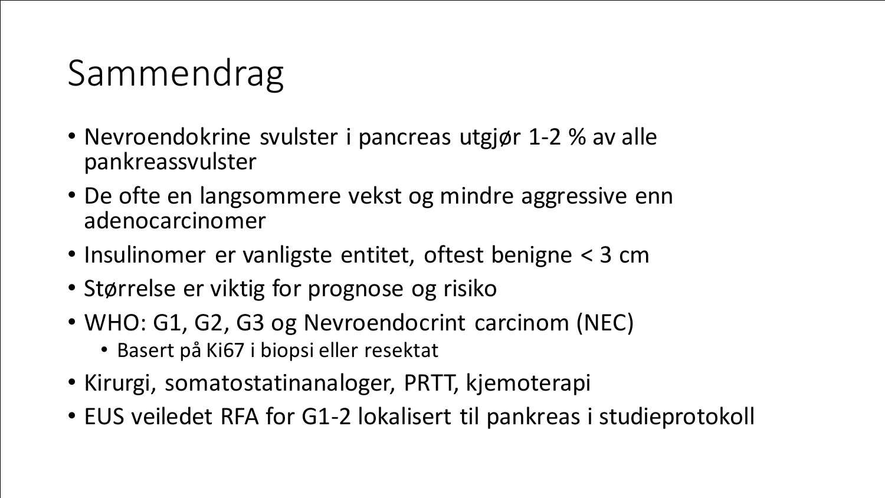# Sammendrag

- Nevroendokrine svulster i pancreas utgjør 1-2 % av alle pankreassvulster
- De ofte en langsommere vekst og mindre aggressive enn adenocarcinomer
- Insulinomer er vanligste entitet, oftest benigne < 3 cm
- Størrelse er viktig for prognose og risiko
- WHO: G1, G2, G3 og Nevroendocrint carcinom (NEC)
  - Basert på Ki67 i biopsi eller resektat
- Kirurgi, somatostatinanaloger, PRTT, kjemoterapi
- EUS veiledet RFA for G1-2 lokalisert til pankreas i studieprotokoll